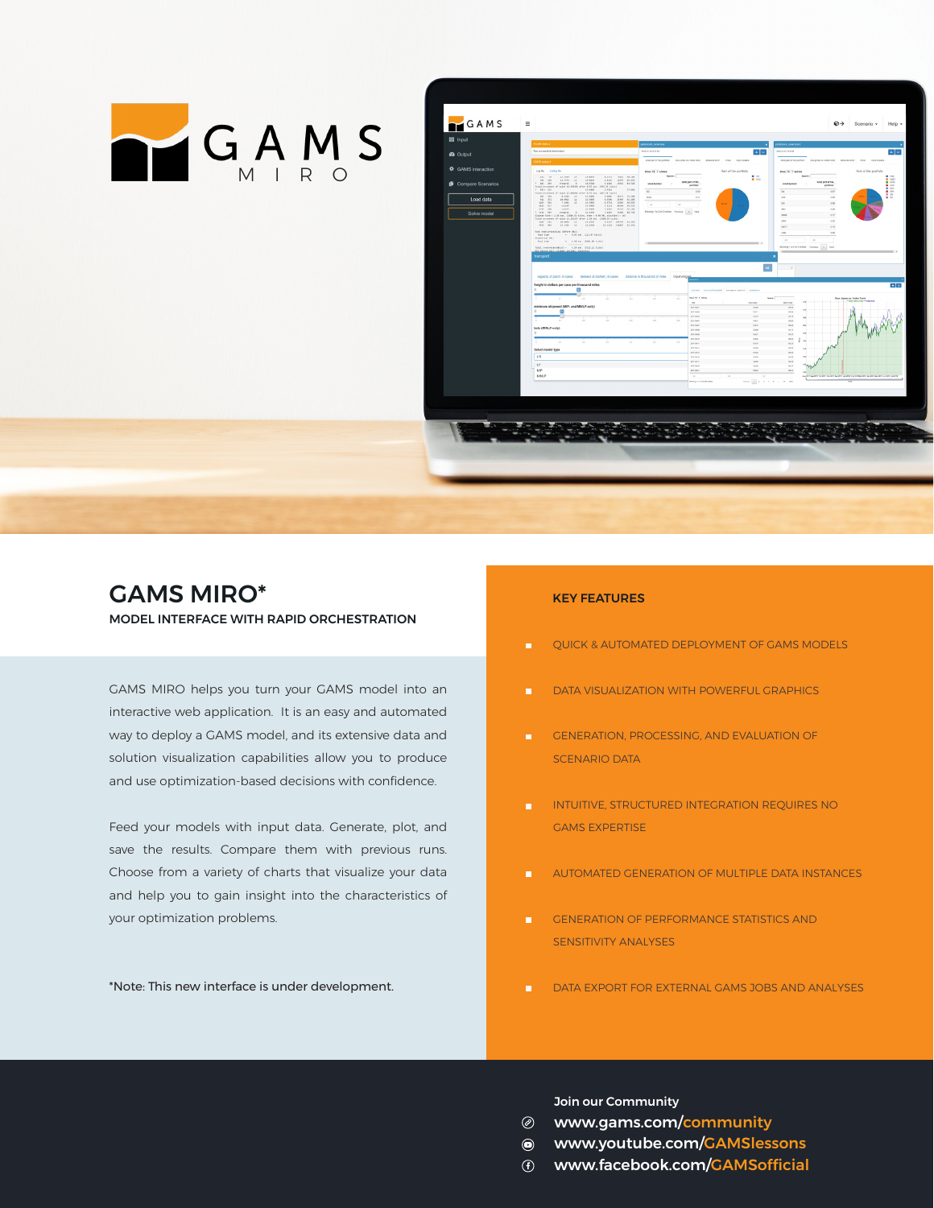# GAMS MIRO*

**MODEL INTERFACE WITH RAPID ORCHESTRATION**

GAMS MIRO helps you turn your GAMS model into an interactive web application. It is an easy and automated way to deploy a GAMS model, and its extensive data and solution visualization capabilities allow you to produce and use optimization-based decisions with confidence.

Feed your models with input data. Generate, plot, and save the results. Compare them with previous runs. Choose from a variety of charts that visualize your data and help you to gain insight into the characteristics of your optimization problems.

*Note: This new interface is under development.

## KEY FEATURES

- QUICK & AUTOMATED DEPLOYMENT OF GAMS MODELS
- DATA VISUALIZATION WITH POWERFUL GRAPHICS
- GENERATION, PROCESSING, AND EVALUATION OF SCENARIO DATA
- INTUITIVE, STRUCTURED INTEGRATION REQUIRES NO GAMS EXPERTISE
- AUTOMATED GENERATION OF MULTIPLE DATA INSTANCES
- GENERATION OF PERFORMANCE STATISTICS AND SENSITIVITY ANALYSES
- DATA EXPORT FOR EXTERNAL GAMS JOBS AND ANALYSES

**Join our Community**

- www.gams.com/community
- www.youtube.com/GAMSlessons
- www.facebook.com/GAMSofficial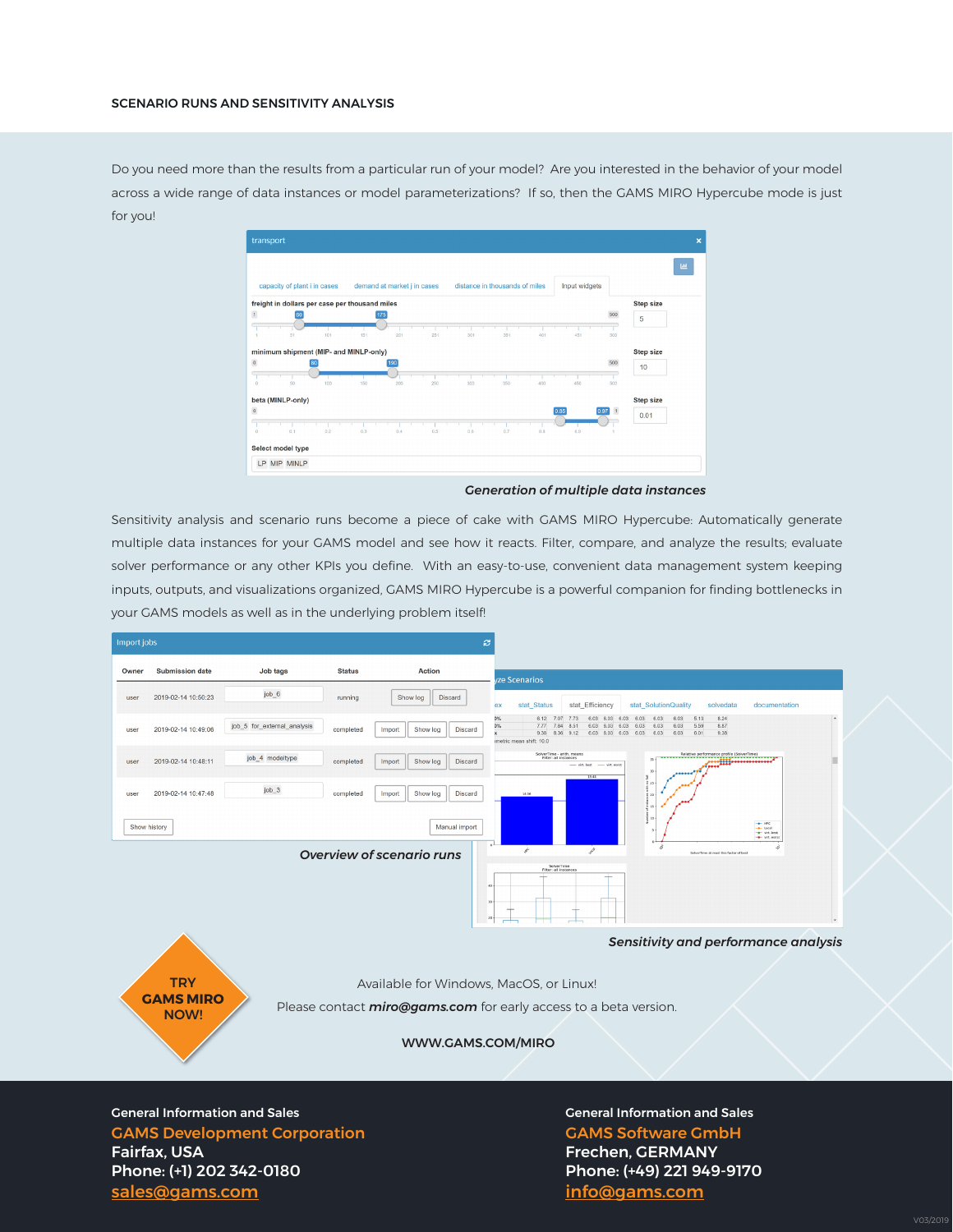## SCENARIO RUNS AND SENSITIVITY ANALYSIS

Do you need more than the results from a particular run of your model? Are you interested in the behavior of your model across a wide range of data instances or model parameterizations? If so, then the GAMS MIRO Hypercube mode is just for you!

*Generation of multiple data instances*

Sensitivity analysis and scenario runs become a piece of cake with GAMS MIRO Hypercube: Automatically generate multiple data instances for your GAMS model and see how it reacts. Filter, compare, and analyze the results; evaluate solver performance or any other KPIs you define. With an easy-to-use, convenient data management system keeping inputs, outputs, and visualizations organized, GAMS MIRO Hypercube is a powerful companion for finding bottlenecks in your GAMS models as well as in the underlying problem itself!

*Overview of scenario runs*

*Sensitivity and performance analysis*

**TRY GAMS MIRO NOW!**

Available for Windows, MacOS, or Linux!

Please contact ***miro@gams.com*** for early access to a beta version.

**WWW.GAMS.COM/MIRO**

**General Information and Sales**
**GAMS Development Corporation**
**Fairfax, USA**
**Phone: (+1) 202 342-0180**
**sales@gams.com**

**General Information and Sales**
**GAMS Software GmbH**
**Frechen, GERMANY**
**Phone: (+49) 221 949-9170**
**info@gams.com**

V03/2019